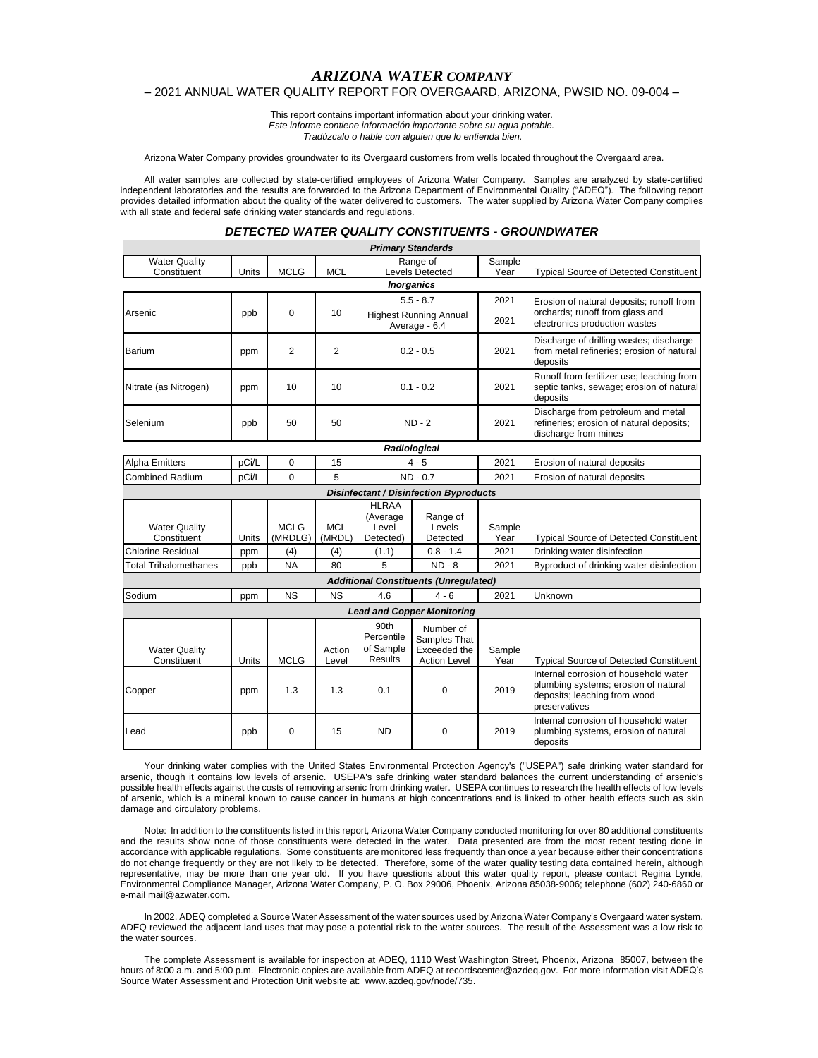# *ARIZONA WATER COMPANY*

## – 2021 ANNUAL WATER QUALITY REPORT FOR OVERGAARD, ARIZONA, PWSID NO. 09-004 –

This report contains important information about your drinking water.
*Este informe contiene información importante sobre su agua potable.*
*Tradúzcalo o hable con alguien que lo entienda bien.*

Arizona Water Company provides groundwater to its Overgaard customers from wells located throughout the Overgaard area.

All water samples are collected by state-certified employees of Arizona Water Company. Samples are analyzed by state-certified independent laboratories and the results are forwarded to the Arizona Department of Environmental Quality ("ADEQ"). The following report provides detailed information about the quality of the water delivered to customers. The water supplied by Arizona Water Company complies with all state and federal safe drinking water standards and regulations.

### *DETECTED WATER QUALITY CONSTITUENTS - GROUNDWATER*

***Primary Standards***

| Water Quality Constituent | Units | MCLG | MCL | Range of Levels Detected | Sample Year | Typical Source of Detected Constituent |
|---|---|---|---|---|---|---|
| ***Inorganics*** | | | | | | |
| Arsenic | ppb | 0 | 10 | 5.5 - 8.7 | 2021 | Erosion of natural deposits; runoff from orchards; runoff from glass and electronics production wastes |
| | | | | Highest Running Annual Average - 6.4 | 2021 | |
| Barium | ppm | 2 | 2 | 0.2 - 0.5 | 2021 | Discharge of drilling wastes; discharge from metal refineries; erosion of natural deposits |
| Nitrate (as Nitrogen) | ppm | 10 | 10 | 0.1 - 0.2 | 2021 | Runoff from fertilizer use; leaching from septic tanks, sewage; erosion of natural deposits |
| Selenium | ppb | 50 | 50 | ND - 2 | 2021 | Discharge from petroleum and metal refineries; erosion of natural deposits; discharge from mines |
| ***Radiological*** | | | | | | |
| Alpha Emitters | pCi/L | 0 | 15 | 4 - 5 | 2021 | Erosion of natural deposits |
| Combined Radium | pCi/L | 0 | 5 | ND - 0.7 | 2021 | Erosion of natural deposits |

***Disinfectant / Disinfection Byproducts***

| Water Quality Constituent | Units | MCLG (MRDLG) | MCL (MRDL) | HLRAA (Average Level Detected) | Range of Levels Detected | Sample Year | Typical Source of Detected Constituent |
|---|---|---|---|---|---|---|---|
| Chlorine Residual | ppm | (4) | (4) | (1.1) | 0.8 - 1.4 | 2021 | Drinking water disinfection |
| Total Trihalomethanes | ppb | NA | 80 | 5 | ND - 8 | 2021 | Byproduct of drinking water disinfection |
| ***Additional Constituents (Unregulated)*** | | | | | | | |
| Sodium | ppm | NS | NS | 4.6 | 4 - 6 | 2021 | Unknown |

***Lead and Copper Monitoring***

| Water Quality Constituent | Units | MCLG | Action Level | 90th Percentile of Sample Results | Number of Samples That Exceeded the Action Level | Sample Year | Typical Source of Detected Constituent |
|---|---|---|---|---|---|---|---|
| Copper | ppm | 1.3 | 1.3 | 0.1 | 0 | 2019 | Internal corrosion of household water plumbing systems; erosion of natural deposits; leaching from wood preservatives |
| Lead | ppb | 0 | 15 | ND | 0 | 2019 | Internal corrosion of household water plumbing systems, erosion of natural deposits |

Your drinking water complies with the United States Environmental Protection Agency's ("USEPA") safe drinking water standard for arsenic, though it contains low levels of arsenic. USEPA's safe drinking water standard balances the current understanding of arsenic's possible health effects against the costs of removing arsenic from drinking water. USEPA continues to research the health effects of low levels of arsenic, which is a mineral known to cause cancer in humans at high concentrations and is linked to other health effects such as skin damage and circulatory problems.

Note: In addition to the constituents listed in this report, Arizona Water Company conducted monitoring for over 80 additional constituents and the results show none of those constituents were detected in the water. Data presented are from the most recent testing done in accordance with applicable regulations. Some constituents are monitored less frequently than once a year because either their concentrations do not change frequently or they are not likely to be detected. Therefore, some of the water quality testing data contained herein, although representative, may be more than one year old. If you have questions about this water quality report, please contact Regina Lynde, Environmental Compliance Manager, Arizona Water Company, P. O. Box 29006, Phoenix, Arizona 85038-9006; telephone (602) 240-6860 or e-mail mail@azwater.com.

In 2002, ADEQ completed a Source Water Assessment of the water sources used by Arizona Water Company's Overgaard water system. ADEQ reviewed the adjacent land uses that may pose a potential risk to the water sources. The result of the Assessment was a low risk to the water sources.

The complete Assessment is available for inspection at ADEQ, 1110 West Washington Street, Phoenix, Arizona 85007, between the hours of 8:00 a.m. and 5:00 p.m. Electronic copies are available from ADEQ at recordscenter@azdeq.gov. For more information visit ADEQ's Source Water Assessment and Protection Unit website at: www.azdeq.gov/node/735.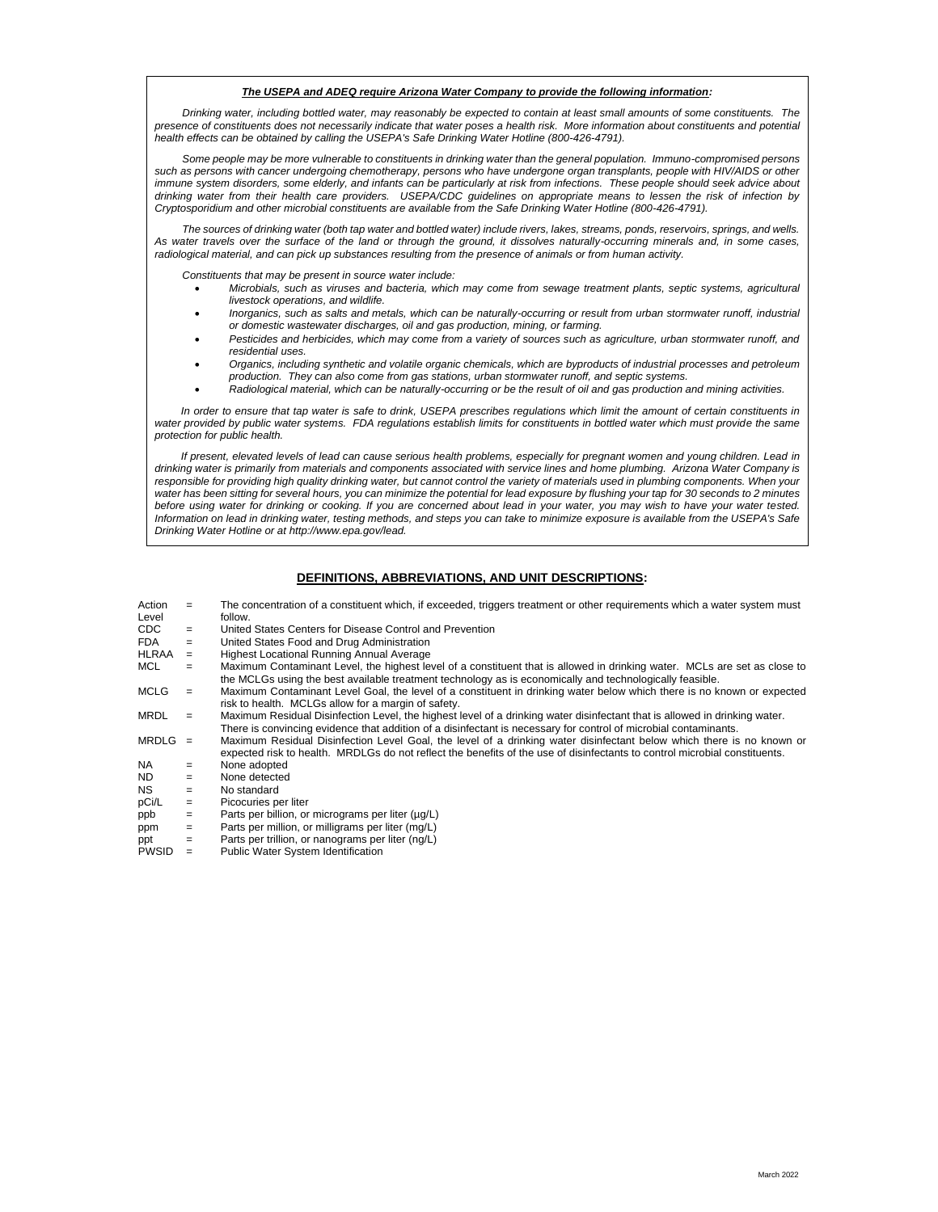***<u>The USEPA and ADEQ require Arizona Water Company to provide the following information</u>:***

*Drinking water, including bottled water, may reasonably be expected to contain at least small amounts of some constituents. The presence of constituents does not necessarily indicate that water poses a health risk. More information about constituents and potential health effects can be obtained by calling the USEPA's Safe Drinking Water Hotline (800-426-4791).*

*Some people may be more vulnerable to constituents in drinking water than the general population. Immuno-compromised persons such as persons with cancer undergoing chemotherapy, persons who have undergone organ transplants, people with HIV/AIDS or other immune system disorders, some elderly, and infants can be particularly at risk from infections. These people should seek advice about drinking water from their health care providers. USEPA/CDC guidelines on appropriate means to lessen the risk of infection by Cryptosporidium and other microbial constituents are available from the Safe Drinking Water Hotline (800-426-4791).*

*The sources of drinking water (both tap water and bottled water) include rivers, lakes, streams, ponds, reservoirs, springs, and wells. As water travels over the surface of the land or through the ground, it dissolves naturally-occurring minerals and, in some cases, radiological material, and can pick up substances resulting from the presence of animals or from human activity.*

*Constituents that may be present in source water include:*

- *Microbials, such as viruses and bacteria, which may come from sewage treatment plants, septic systems, agricultural livestock operations, and wildlife.*
- *Inorganics, such as salts and metals, which can be naturally-occurring or result from urban stormwater runoff, industrial or domestic wastewater discharges, oil and gas production, mining, or farming.*
- *Pesticides and herbicides, which may come from a variety of sources such as agriculture, urban stormwater runoff, and residential uses.*
- *Organics, including synthetic and volatile organic chemicals, which are byproducts of industrial processes and petroleum production. They can also come from gas stations, urban stormwater runoff, and septic systems.*
- *Radiological material, which can be naturally-occurring or be the result of oil and gas production and mining activities.*

*In order to ensure that tap water is safe to drink, USEPA prescribes regulations which limit the amount of certain constituents in water provided by public water systems. FDA regulations establish limits for constituents in bottled water which must provide the same protection for public health.*

*If present, elevated levels of lead can cause serious health problems, especially for pregnant women and young children. Lead in drinking water is primarily from materials and components associated with service lines and home plumbing. Arizona Water Company is responsible for providing high quality drinking water, but cannot control the variety of materials used in plumbing components. When your water has been sitting for several hours, you can minimize the potential for lead exposure by flushing your tap for 30 seconds to 2 minutes before using water for drinking or cooking. If you are concerned about lead in your water, you may wish to have your water tested. Information on lead in drinking water, testing methods, and steps you can take to minimize exposure is available from the USEPA's Safe Drinking Water Hotline or at http://www.epa.gov/lead.*

## DEFINITIONS, ABBREVIATIONS, AND UNIT DESCRIPTIONS:

| | | |
|---|---|---|
| Action Level | = | The concentration of a constituent which, if exceeded, triggers treatment or other requirements which a water system must follow. |
| CDC | = | United States Centers for Disease Control and Prevention |
| FDA | = | United States Food and Drug Administration |
| HLRAA | = | Highest Locational Running Annual Average |
| MCL | = | Maximum Contaminant Level, the highest level of a constituent that is allowed in drinking water. MCLs are set as close to the MCLGs using the best available treatment technology as is economically and technologically feasible. |
| MCLG | = | Maximum Contaminant Level Goal, the level of a constituent in drinking water below which there is no known or expected risk to health. MCLGs allow for a margin of safety. |
| MRDL | = | Maximum Residual Disinfection Level, the highest level of a drinking water disinfectant that is allowed in drinking water. There is convincing evidence that addition of a disinfectant is necessary for control of microbial contaminants. |
| MRDLG | = | Maximum Residual Disinfection Level Goal, the level of a drinking water disinfectant below which there is no known or expected risk to health. MRDLGs do not reflect the benefits of the use of disinfectants to control microbial constituents. |
| NA | = | None adopted |
| ND | = | None detected |
| NS | = | No standard |
| pCi/L | = | Picocuries per liter |
| ppb | = | Parts per billion, or micrograms per liter (µg/L) |
| ppm | = | Parts per million, or milligrams per liter (mg/L) |
| ppt | = | Parts per trillion, or nanograms per liter (ng/L) |
| PWSID | = | Public Water System Identification |

March 2022